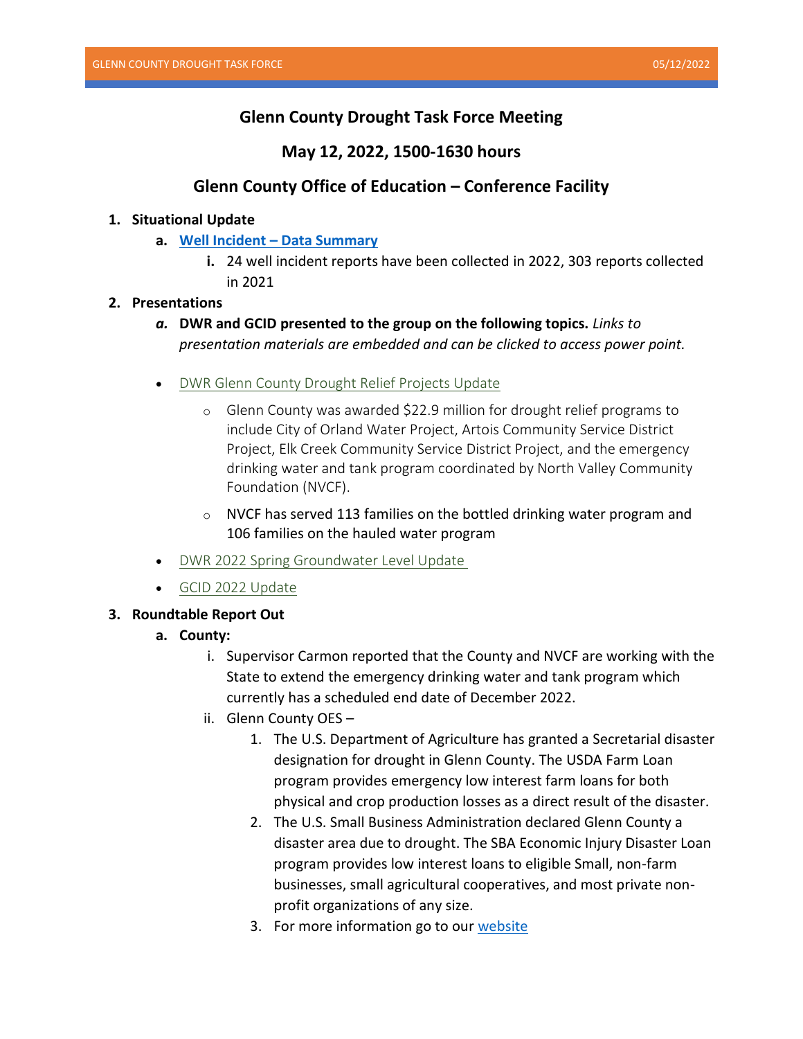# Glenn County Drought Task Force Meeting

## May 12, 2022, 1500-1630 hours

## Glenn County Office of Education – Conference Facility

1. **Situational Update**
   a. **Well Incident – Data Summary**
      i. 24 well incident reports have been collected in 2022, 303 reports collected in 2021
2. **Presentations**
   a. **DWR and GCID presented to the group on the following topics.** *Links to presentation materials are embedded and can be clicked to access power point.*

   - DWR Glenn County Drought Relief Projects Update
     - Glenn County was awarded $22.9 million for drought relief programs to include City of Orland Water Project, Artois Community Service District Project, Elk Creek Community Service District Project, and the emergency drinking water and tank program coordinated by North Valley Community Foundation (NVCF).
     - NVCF has served 113 families on the bottled drinking water program and 106 families on the hauled water program
   - DWR 2022 Spring Groundwater Level Update
   - GCID 2022 Update
3. **Roundtable Report Out**
   a. **County:**
      i. Supervisor Carmon reported that the County and NVCF are working with the State to extend the emergency drinking water and tank program which currently has a scheduled end date of December 2022.
      ii. Glenn County OES –
         1. The U.S. Department of Agriculture has granted a Secretarial disaster designation for drought in Glenn County. The USDA Farm Loan program provides emergency low interest farm loans for both physical and crop production losses as a direct result of the disaster.
         2. The U.S. Small Business Administration declared Glenn County a disaster area due to drought. The SBA Economic Injury Disaster Loan program provides low interest loans to eligible Small, non-farm businesses, small agricultural cooperatives, and most private non-profit organizations of any size.
         3. For more information go to our website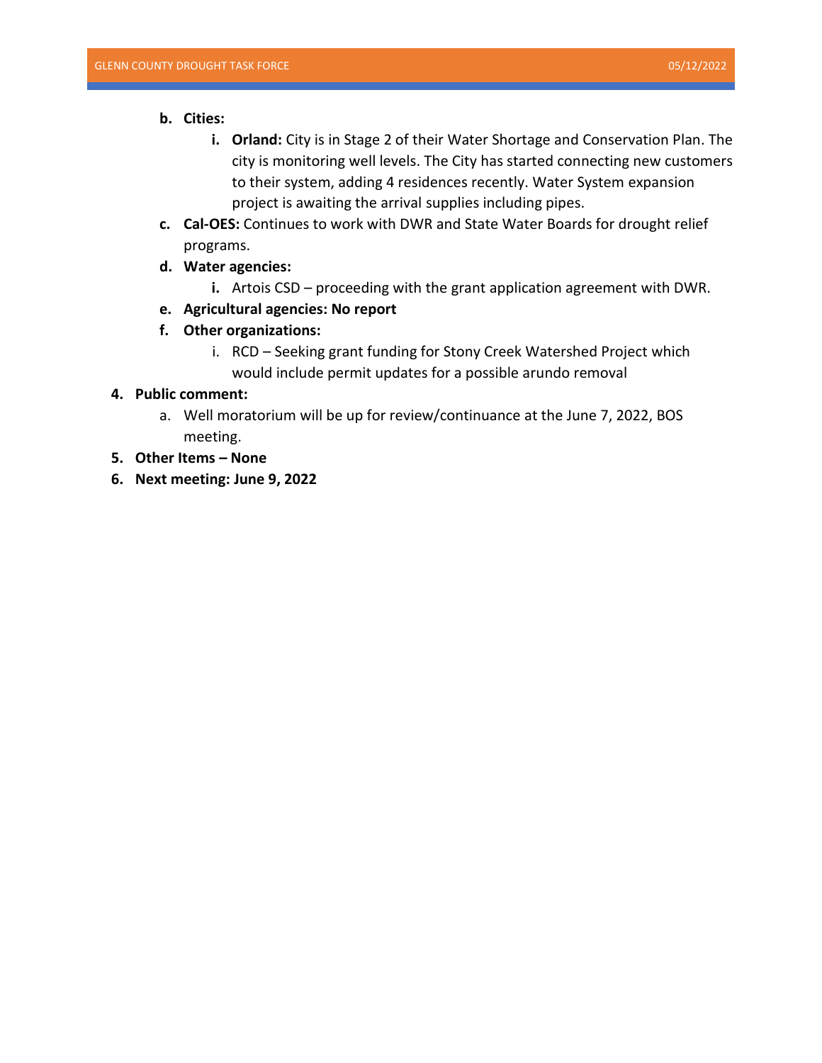- **b. Cities:**
  - **i. Orland:** City is in Stage 2 of their Water Shortage and Conservation Plan. The city is monitoring well levels. The City has started connecting new customers to their system, adding 4 residences recently. Water System expansion project is awaiting the arrival supplies including pipes.
- **c. Cal-OES:** Continues to work with DWR and State Water Boards for drought relief programs.
- **d. Water agencies:**
  - **i.** Artois CSD – proceeding with the grant application agreement with DWR.
- **e. Agricultural agencies: No report**
- **f. Other organizations:**
  - i. RCD – Seeking grant funding for Stony Creek Watershed Project which would include permit updates for a possible arundo removal

**4. Public comment:**

- a. Well moratorium will be up for review/continuance at the June 7, 2022, BOS meeting.

**5. Other Items – None**

**6. Next meeting: June 9, 2022**